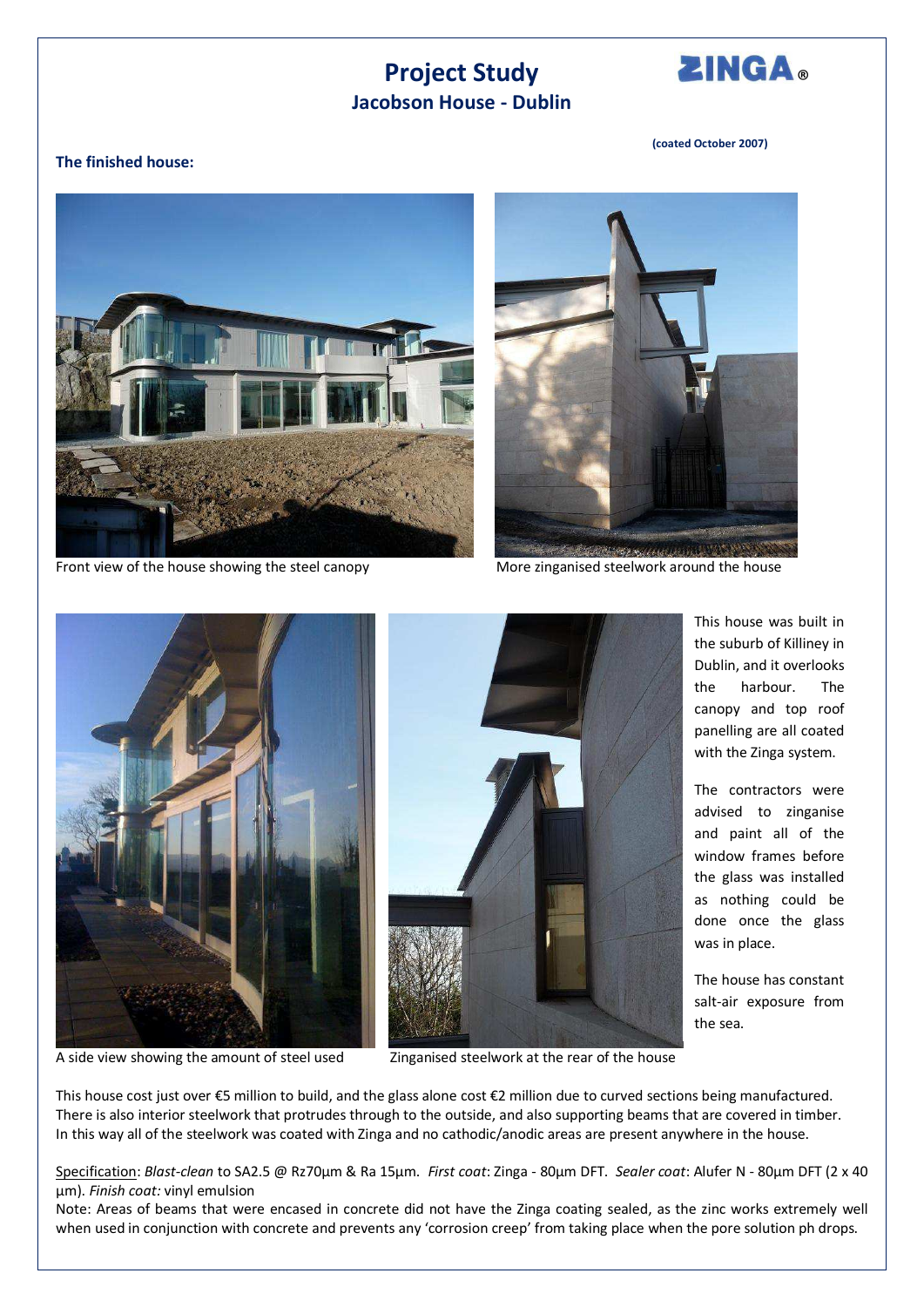# Project Study

## Jacobson House - Dublin

ZINGA®

**(coated October 2007)**

### The finished house:

Front view of the house showing the steel canopy

More zinganised steelwork around the house

A side view showing the amount of steel used

Zinganised steelwork at the rear of the house

This house was built in the suburb of Killiney in Dublin, and it overlooks the harbour. The canopy and top roof panelling are all coated with the Zinga system.

The contractors were advised to zinganise and paint all of the window frames before the glass was installed as nothing could be done once the glass was in place.

The house has constant salt-air exposure from the sea.

This house cost just over €5 million to build, and the glass alone cost €2 million due to curved sections being manufactured. There is also interior steelwork that protrudes through to the outside, and also supporting beams that are covered in timber. In this way all of the steelwork was coated with Zinga and no cathodic/anodic areas are present anywhere in the house.

Specification: *Blast-clean* to SA2.5 @ Rz70µm & Ra 15µm. *First coat*: Zinga - 80µm DFT. *Sealer coat*: Alufer N - 80µm DFT (2 x 40 µm). *Finish coat:* vinyl emulsion

Note: Areas of beams that were encased in concrete did not have the Zinga coating sealed, as the zinc works extremely well when used in conjunction with concrete and prevents any 'corrosion creep' from taking place when the pore solution ph drops.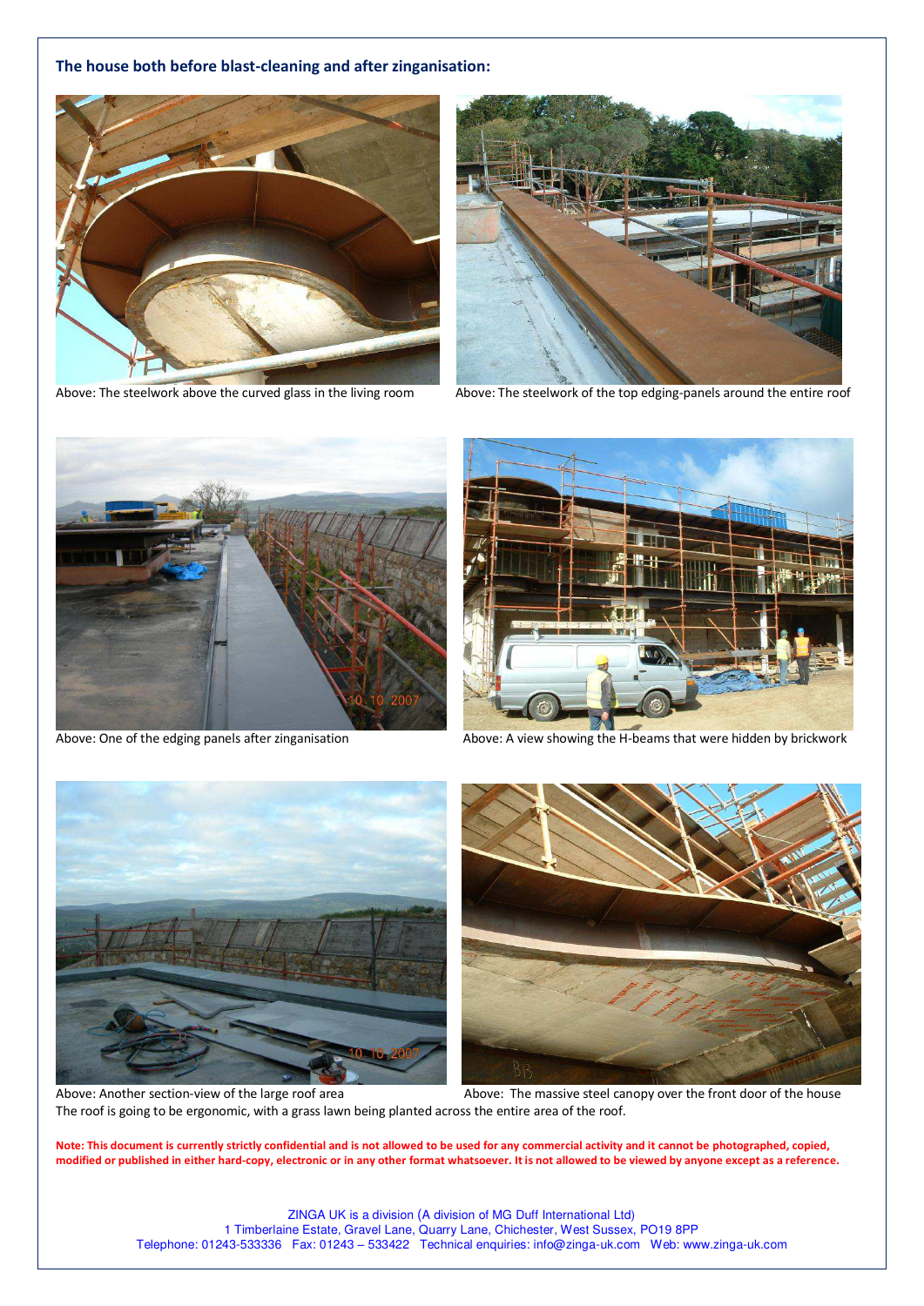**The house both before blast-cleaning and after zinganisation:**

Above: The steelwork above the curved glass in the living room

Above: The steelwork of the top edging-panels around the entire roof

Above: One of the edging panels after zinganisation

Above: A view showing the H-beams that were hidden by brickwork

Above: Another section-view of the large roof area

Above: The massive steel canopy over the front door of the house

The roof is going to be ergonomic, with a grass lawn being planted across the entire area of the roof.

**Note: This document is currently strictly confidential and is not allowed to be used for any commercial activity and it cannot be photographed, copied, modified or published in either hard-copy, electronic or in any other format whatsoever. It is not allowed to be viewed by anyone except as a reference.**

ZINGA UK is a division (A division of MG Duff International Ltd)
1 Timberlaine Estate, Gravel Lane, Quarry Lane, Chichester, West Sussex, PO19 8PP
Telephone: 01243-533336 Fax: 01243 – 533422 Technical enquiries: info@zinga-uk.com Web: www.zinga-uk.com